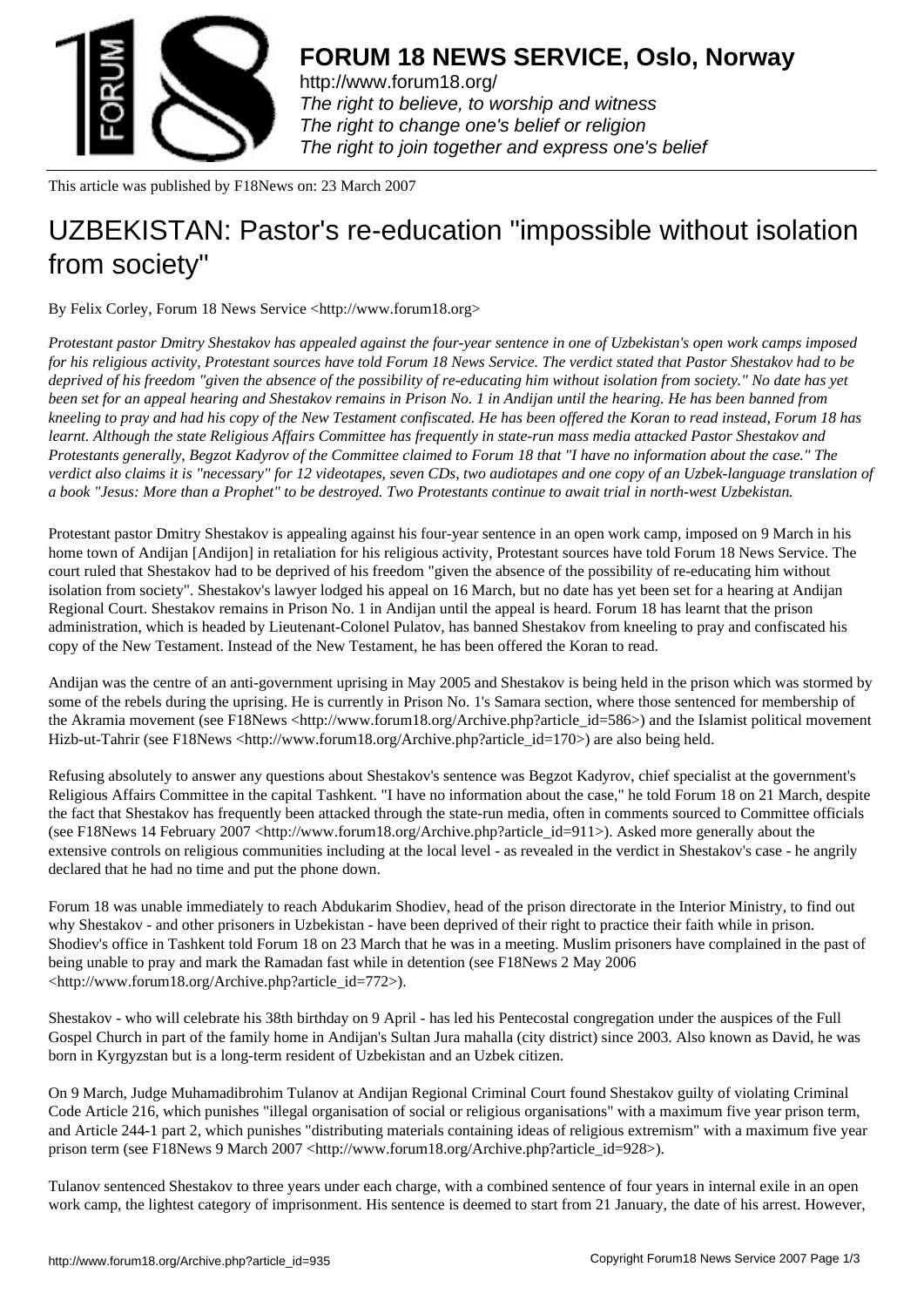# FORUM 18 NEWS SERVICE, Oslo, Norway

http://www.forum18.org/
*The right to believe, to worship and witness*
*The right to change one's belief or religion*
*The right to join together and express one's belief*

This article was published by F18News on: 23 March 2007

# UZBEKISTAN: Pastor's re-education "impossible without isolation from society"

By Felix Corley, Forum 18 News Service <http://www.forum18.org>

*Protestant pastor Dmitry Shestakov has appealed against the four-year sentence in one of Uzbekistan's open work camps imposed for his religious activity, Protestant sources have told Forum 18 News Service. The verdict stated that Pastor Shestakov had to be deprived of his freedom "given the absence of the possibility of re-educating him without isolation from society." No date has yet been set for an appeal hearing and Shestakov remains in Prison No. 1 in Andijan until the hearing. He has been banned from kneeling to pray and had his copy of the New Testament confiscated. He has been offered the Koran to read instead, Forum 18 has learnt. Although the state Religious Affairs Committee has frequently in state-run mass media attacked Pastor Shestakov and Protestants generally, Begzot Kadyrov of the Committee claimed to Forum 18 that "I have no information about the case." The verdict also claims it is "necessary" for 12 videotapes, seven CDs, two audiotapes and one copy of an Uzbek-language translation of a book "Jesus: More than a Prophet" to be destroyed. Two Protestants continue to await trial in north-west Uzbekistan.*

Protestant pastor Dmitry Shestakov is appealing against his four-year sentence in an open work camp, imposed on 9 March in his home town of Andijan [Andijon] in retaliation for his religious activity, Protestant sources have told Forum 18 News Service. The court ruled that Shestakov had to be deprived of his freedom "given the absence of the possibility of re-educating him without isolation from society". Shestakov's lawyer lodged his appeal on 16 March, but no date has yet been set for a hearing at Andijan Regional Court. Shestakov remains in Prison No. 1 in Andijan until the appeal is heard. Forum 18 has learnt that the prison administration, which is headed by Lieutenant-Colonel Pulatov, has banned Shestakov from kneeling to pray and confiscated his copy of the New Testament. Instead of the New Testament, he has been offered the Koran to read.

Andijan was the centre of an anti-government uprising in May 2005 and Shestakov is being held in the prison which was stormed by some of the rebels during the uprising. He is currently in Prison No. 1's Samara section, where those sentenced for membership of the Akramia movement (see F18News <http://www.forum18.org/Archive.php?article_id=586>) and the Islamist political movement Hizb-ut-Tahrir (see F18News <http://www.forum18.org/Archive.php?article_id=170>) are also being held.

Refusing absolutely to answer any questions about Shestakov's sentence was Begzot Kadyrov, chief specialist at the government's Religious Affairs Committee in the capital Tashkent. "I have no information about the case," he told Forum 18 on 21 March, despite the fact that Shestakov has frequently been attacked through the state-run media, often in comments sourced to Committee officials (see F18News 14 February 2007 <http://www.forum18.org/Archive.php?article_id=911>). Asked more generally about the extensive controls on religious communities including at the local level - as revealed in the verdict in Shestakov's case - he angrily declared that he had no time and put the phone down.

Forum 18 was unable immediately to reach Abdukarim Shodiev, head of the prison directorate in the Interior Ministry, to find out why Shestakov - and other prisoners in Uzbekistan - have been deprived of their right to practice their faith while in prison. Shodiev's office in Tashkent told Forum 18 on 23 March that he was in a meeting. Muslim prisoners have complained in the past of being unable to pray and mark the Ramadan fast while in detention (see F18News 2 May 2006 <http://www.forum18.org/Archive.php?article_id=772>).

Shestakov - who will celebrate his 38th birthday on 9 April - has led his Pentecostal congregation under the auspices of the Full Gospel Church in part of the family home in Andijan's Sultan Jura mahalla (city district) since 2003. Also known as David, he was born in Kyrgyzstan but is a long-term resident of Uzbekistan and an Uzbek citizen.

On 9 March, Judge Muhamadibrohim Tulanov at Andijan Regional Criminal Court found Shestakov guilty of violating Criminal Code Article 216, which punishes "illegal organisation of social or religious organisations" with a maximum five year prison term, and Article 244-1 part 2, which punishes "distributing materials containing ideas of religious extremism" with a maximum five year prison term (see F18News 9 March 2007 <http://www.forum18.org/Archive.php?article_id=928>).

Tulanov sentenced Shestakov to three years under each charge, with a combined sentence of four years in internal exile in an open work camp, the lightest category of imprisonment. His sentence is deemed to start from 21 January, the date of his arrest. However,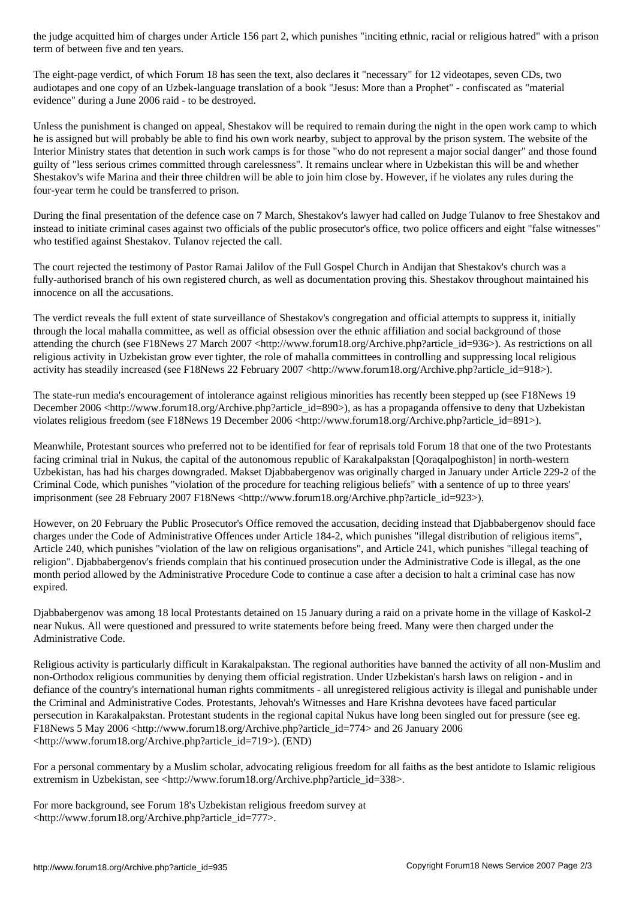the judge acquitted him of charges under Article 156 part 2, which punishes "inciting ethnic, racial or religious hatred" with a prison term of between five and ten years.

The eight-page verdict, of which Forum 18 has seen the text, also declares it "necessary" for 12 videotapes, seven CDs, two audiotapes and one copy of an Uzbek-language translation of a book "Jesus: More than a Prophet" - confiscated as "material evidence" during a June 2006 raid - to be destroyed.

Unless the punishment is changed on appeal, Shestakov will be required to remain during the night in the open work camp to which he is assigned but will probably be able to find his own work nearby, subject to approval by the prison system. The website of the Interior Ministry states that detention in such work camps is for those "who do not represent a major social danger" and those found guilty of "less serious crimes committed through carelessness". It remains unclear where in Uzbekistan this will be and whether Shestakov's wife Marina and their three children will be able to join him close by. However, if he violates any rules during the four-year term he could be transferred to prison.

During the final presentation of the defence case on 7 March, Shestakov's lawyer had called on Judge Tulanov to free Shestakov and instead to initiate criminal cases against two officials of the public prosecutor's office, two police officers and eight "false witnesses" who testified against Shestakov. Tulanov rejected the call.

The court rejected the testimony of Pastor Ramai Jalilov of the Full Gospel Church in Andijan that Shestakov's church was a fully-authorised branch of his own registered church, as well as documentation proving this. Shestakov throughout maintained his innocence on all the accusations.

The verdict reveals the full extent of state surveillance of Shestakov's congregation and official attempts to suppress it, initially through the local mahalla committee, as well as official obsession over the ethnic affiliation and social background of those attending the church (see F18News 27 March 2007 <http://www.forum18.org/Archive.php?article_id=936>). As restrictions on all religious activity in Uzbekistan grow ever tighter, the role of mahalla committees in controlling and suppressing local religious activity has steadily increased (see F18News 22 February 2007 <http://www.forum18.org/Archive.php?article_id=918>).

The state-run media's encouragement of intolerance against religious minorities has recently been stepped up (see F18News 19 December 2006 <http://www.forum18.org/Archive.php?article_id=890>), as has a propaganda offensive to deny that Uzbekistan violates religious freedom (see F18News 19 December 2006 <http://www.forum18.org/Archive.php?article_id=891>).

Meanwhile, Protestant sources who preferred not to be identified for fear of reprisals told Forum 18 that one of the two Protestants facing criminal trial in Nukus, the capital of the autonomous republic of Karakalpakstan [Qoraqalpoghiston] in north-western Uzbekistan, has had his charges downgraded. Makset Djabbabergenov was originally charged in January under Article 229-2 of the Criminal Code, which punishes "violation of the procedure for teaching religious beliefs" with a sentence of up to three years' imprisonment (see 28 February 2007 F18News <http://www.forum18.org/Archive.php?article_id=923>).

However, on 20 February the Public Prosecutor's Office removed the accusation, deciding instead that Djabbabergenov should face charges under the Code of Administrative Offences under Article 184-2, which punishes "illegal distribution of religious items", Article 240, which punishes "violation of the law on religious organisations", and Article 241, which punishes "illegal teaching of religion". Djabbabergenov's friends complain that his continued prosecution under the Administrative Code is illegal, as the one month period allowed by the Administrative Procedure Code to continue a case after a decision to halt a criminal case has now expired.

Djabbabergenov was among 18 local Protestants detained on 15 January during a raid on a private home in the village of Kaskol-2 near Nukus. All were questioned and pressured to write statements before being freed. Many were then charged under the Administrative Code.

Religious activity is particularly difficult in Karakalpakstan. The regional authorities have banned the activity of all non-Muslim and non-Orthodox religious communities by denying them official registration. Under Uzbekistan's harsh laws on religion - and in defiance of the country's international human rights commitments - all unregistered religious activity is illegal and punishable under the Criminal and Administrative Codes. Protestants, Jehovah's Witnesses and Hare Krishna devotees have faced particular persecution in Karakalpakstan. Protestant students in the regional capital Nukus have long been singled out for pressure (see eg. F18News 5 May 2006 <http://www.forum18.org/Archive.php?article_id=774> and 26 January 2006 <http://www.forum18.org/Archive.php?article_id=719>). (END)

For a personal commentary by a Muslim scholar, advocating religious freedom for all faiths as the best antidote to Islamic religious extremism in Uzbekistan, see <http://www.forum18.org/Archive.php?article_id=338>.

For more background, see Forum 18's Uzbekistan religious freedom survey at <http://www.forum18.org/Archive.php?article_id=777>.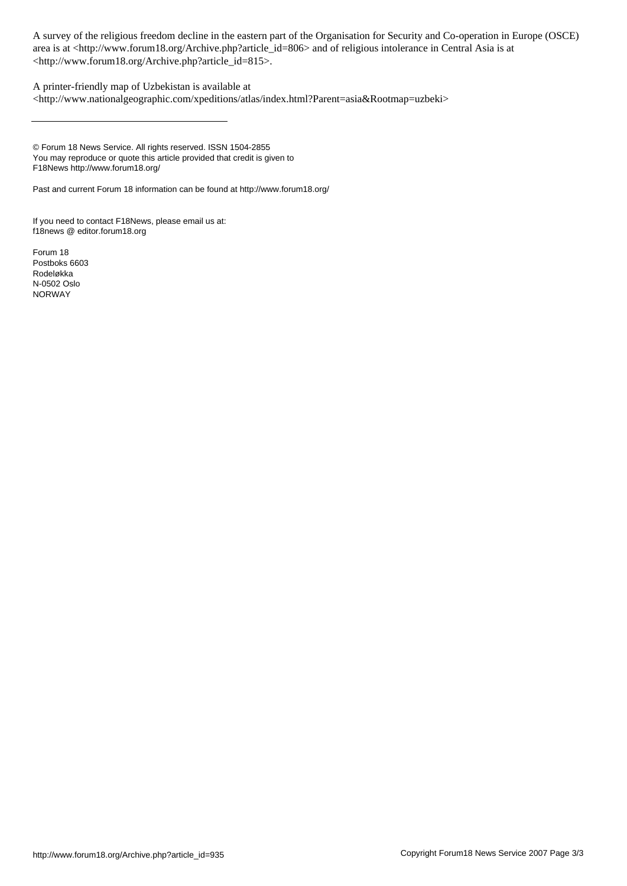A survey of the religious freedom decline in the eastern part of the Organisation for Security and Co-operation in Europe (OSCE) area is at <http://www.forum18.org/Archive.php?article_id=806> and of religious intolerance in Central Asia is at <http://www.forum18.org/Archive.php?article_id=815>.

A printer-friendly map of Uzbekistan is available at <http://www.nationalgeographic.com/xpeditions/atlas/index.html?Parent=asia&Rootmap=uzbeki>

---

© Forum 18 News Service. All rights reserved. ISSN 1504-2855
You may reproduce or quote this article provided that credit is given to F18News http://www.forum18.org/

Past and current Forum 18 information can be found at http://www.forum18.org/

If you need to contact F18News, please email us at:
f18news @ editor.forum18.org

Forum 18
Postboks 6603
Rodeløkka
N-0502 Oslo
NORWAY